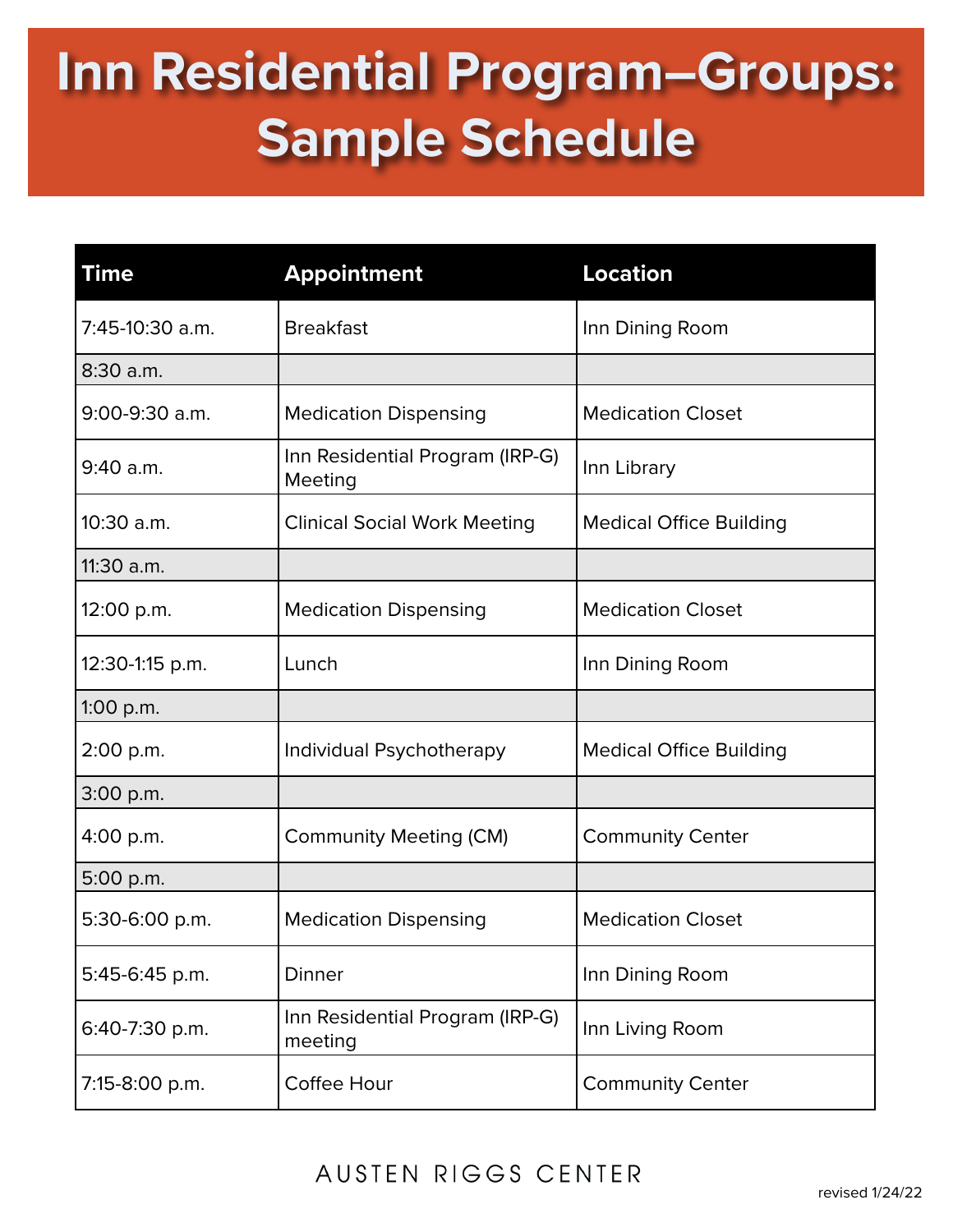# Inn Residential Program–Groups: Sample Schedule

| Time | Appointment | Location |
|---|---|---|
| 7:45-10:30 a.m. | Breakfast | Inn Dining Room |
| 8:30 a.m. | | |
| 9:00-9:30 a.m. | Medication Dispensing | Medication Closet |
| 9:40 a.m. | Inn Residential Program (IRP-G) Meeting | Inn Library |
| 10:30 a.m. | Clinical Social Work Meeting | Medical Office Building |
| 11:30 a.m. | | |
| 12:00 p.m. | Medication Dispensing | Medication Closet |
| 12:30-1:15 p.m. | Lunch | Inn Dining Room |
| 1:00 p.m. | | |
| 2:00 p.m. | Individual Psychotherapy | Medical Office Building |
| 3:00 p.m. | | |
| 4:00 p.m. | Community Meeting (CM) | Community Center |
| 5:00 p.m. | | |
| 5:30-6:00 p.m. | Medication Dispensing | Medication Closet |
| 5:45-6:45 p.m. | Dinner | Inn Dining Room |
| 6:40-7:30 p.m. | Inn Residential Program (IRP-G) meeting | Inn Living Room |
| 7:15-8:00 p.m. | Coffee Hour | Community Center |

AUSTEN RIGGS CENTER

revised 1/24/22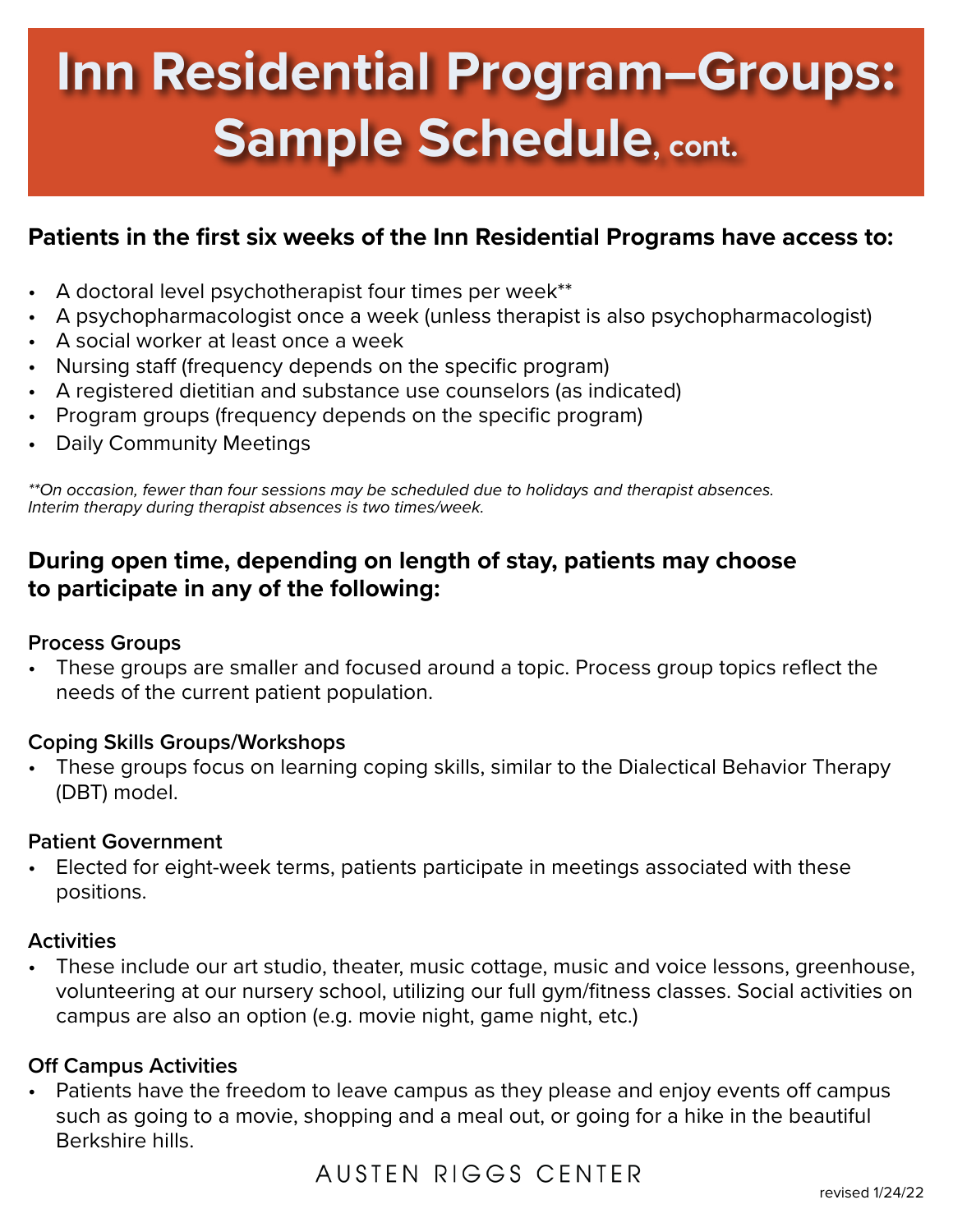# Inn Residential Program–Groups: Sample Schedule, cont.

## Patients in the first six weeks of the Inn Residential Programs have access to:

- A doctoral level psychotherapist four times per week**
- A psychopharmacologist once a week (unless therapist is also psychopharmacologist)
- A social worker at least once a week
- Nursing staff (frequency depends on the specific program)
- A registered dietitian and substance use counselors (as indicated)
- Program groups (frequency depends on the specific program)
- Daily Community Meetings

*\*\*On occasion, fewer than four sessions may be scheduled due to holidays and therapist absences. Interim therapy during therapist absences is two times/week.*

## During open time, depending on length of stay, patients may choose to participate in any of the following:

### Process Groups

- These groups are smaller and focused around a topic. Process group topics reflect the needs of the current patient population.

### Coping Skills Groups/Workshops

- These groups focus on learning coping skills, similar to the Dialectical Behavior Therapy (DBT) model.

### Patient Government

- Elected for eight-week terms, patients participate in meetings associated with these positions.

### Activities

- These include our art studio, theater, music cottage, music and voice lessons, greenhouse, volunteering at our nursery school, utilizing our full gym/fitness classes. Social activities on campus are also an option (e.g. movie night, game night, etc.)

### Off Campus Activities

- Patients have the freedom to leave campus as they please and enjoy events off campus such as going to a movie, shopping and a meal out, or going for a hike in the beautiful Berkshire hills.

AUSTEN RIGGS CENTER

revised 1/24/22